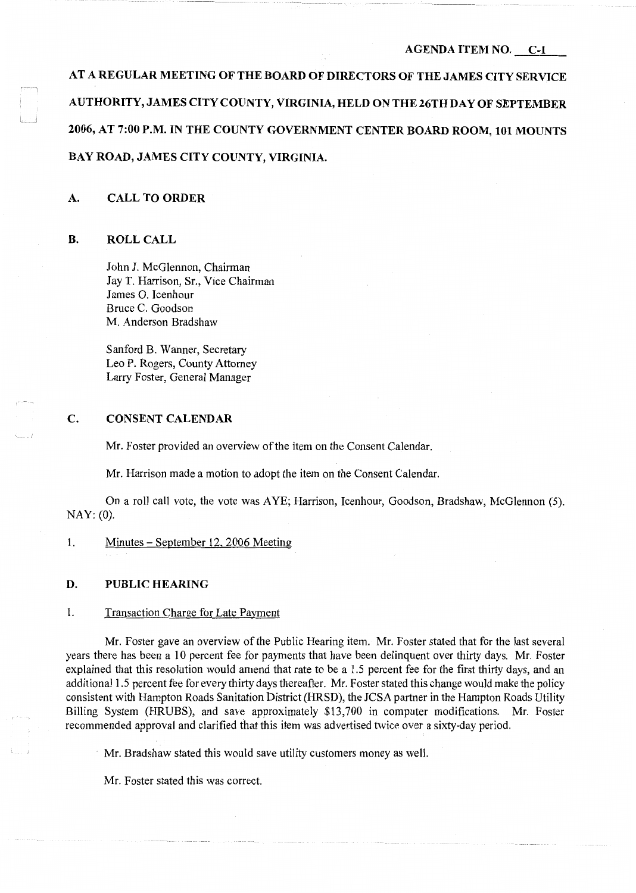AGENDA ITEM NO. C-1

**AT A REGULAR MEETING OF THE BOARD OF DIRECTORS OF THE JAMES CITY SERVICE AUTHORITY, JAMES CITY COUNTY, VIRGINIA, HELD ON THE 26TH DAY OF SEPTEMBER 2006, AT 7:00 P.M. IN THE COUNTY GOVERNMENT CENTER BOARD ROOM, 101 MOUNTS BAY ROAD, JAMES CITY COUNTY, VIRGINIA.**

## A. CALL TO ORDER

## B. ROLL CALL

John J. McGlennon, Chairman
Jay T. Harrison, Sr., Vice Chairman
James O. Icenhour
Bruce C. Goodson
M. Anderson Bradshaw

Sanford B. Wanner, Secretary
Leo P. Rogers, County Attorney
Larry Foster, General Manager

## C. CONSENT CALENDAR

Mr. Foster provided an overview of the item on the Consent Calendar.

Mr. Harrison made a motion to adopt the item on the Consent Calendar.

On a roll call vote, the vote was AYE; Harrison, Icenhour, Goodson, Bradshaw, McGlennon (5). NAY: (0).

1. Minutes – September 12, 2006 Meeting

## D. PUBLIC HEARING

1. Transaction Charge for Late Payment

Mr. Foster gave an overview of the Public Hearing item. Mr. Foster stated that for the last several years there has been a 10 percent fee for payments that have been delinquent over thirty days. Mr. Foster explained that this resolution would amend that rate to be a 1.5 percent fee for the first thirty days, and an additional 1.5 percent fee for every thirty days thereafter. Mr. Foster stated this change would make the policy consistent with Hampton Roads Sanitation District (HRSD), the JCSA partner in the Hampton Roads Utility Billing System (HRUBS), and save approximately $13,700 in computer modifications. Mr. Foster recommended approval and clarified that this item was advertised twice over a sixty-day period.

Mr. Bradshaw stated this would save utility customers money as well.

Mr. Foster stated this was correct.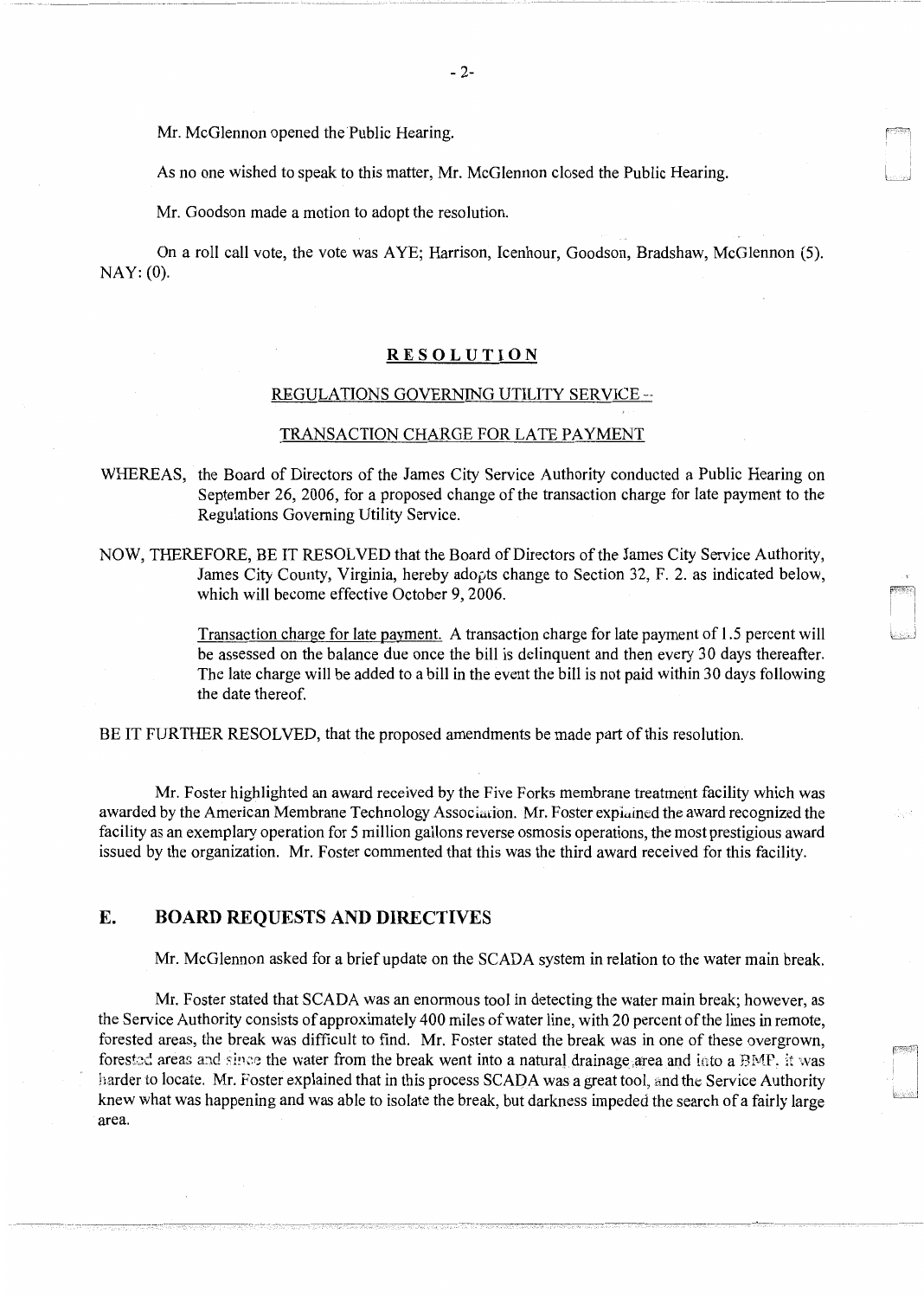Mr. McGlennon opened the Public Hearing.

As no one wished to speak to this matter, Mr. McGlennon closed the Public Hearing.

Mr. Goodson made a motion to adopt the resolution.

On a roll call vote, the vote was AYE; Harrison, Icenhour, Goodson, Bradshaw, McGlennon (5). NAY: (0).

## RESOLUTION

### REGULATIONS GOVERNING UTILITY SERVICE –

### TRANSACTION CHARGE FOR LATE PAYMENT

WHEREAS, the Board of Directors of the James City Service Authority conducted a Public Hearing on September 26, 2006, for a proposed change of the transaction charge for late payment to the Regulations Governing Utility Service.

NOW, THEREFORE, BE IT RESOLVED that the Board of Directors of the James City Service Authority, James City County, Virginia, hereby adopts change to Section 32, F. 2. as indicated below, which will become effective October 9, 2006.

> Transaction charge for late payment. A transaction charge for late payment of 1.5 percent will be assessed on the balance due once the bill is delinquent and then every 30 days thereafter. The late charge will be added to a bill in the event the bill is not paid within 30 days following the date thereof.

BE IT FURTHER RESOLVED, that the proposed amendments be made part of this resolution.

Mr. Foster highlighted an award received by the Five Forks membrane treatment facility which was awarded by the American Membrane Technology Association. Mr. Foster explained the award recognized the facility as an exemplary operation for 5 million gallons reverse osmosis operations, the most prestigious award issued by the organization. Mr. Foster commented that this was the third award received for this facility.

## E. BOARD REQUESTS AND DIRECTIVES

Mr. McGlennon asked for a brief update on the SCADA system in relation to the water main break.

Mr. Foster stated that SCADA was an enormous tool in detecting the water main break; however, as the Service Authority consists of approximately 400 miles of water line, with 20 percent of the lines in remote, forested areas, the break was difficult to find. Mr. Foster stated the break was in one of these overgrown, forested areas and since the water from the break went into a natural drainage area and into a BMP, it was harder to locate. Mr. Foster explained that in this process SCADA was a great tool, and the Service Authority knew what was happening and was able to isolate the break, but darkness impeded the search of a fairly large area.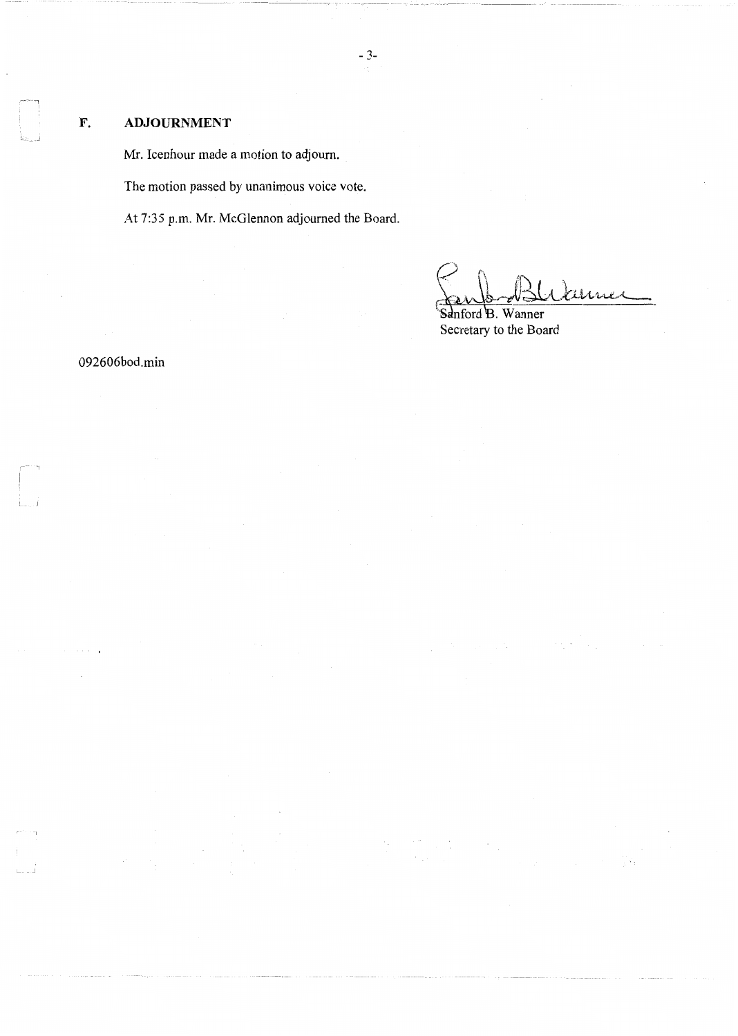## F. ADJOURNMENT

Mr. Icenhour made a motion to adjourn.

The motion passed by unanimous voice vote.

At 7:35 p.m. Mr. McGlennon adjourned the Board.

Sanford B. Wanner
Secretary to the Board

092606bod.min